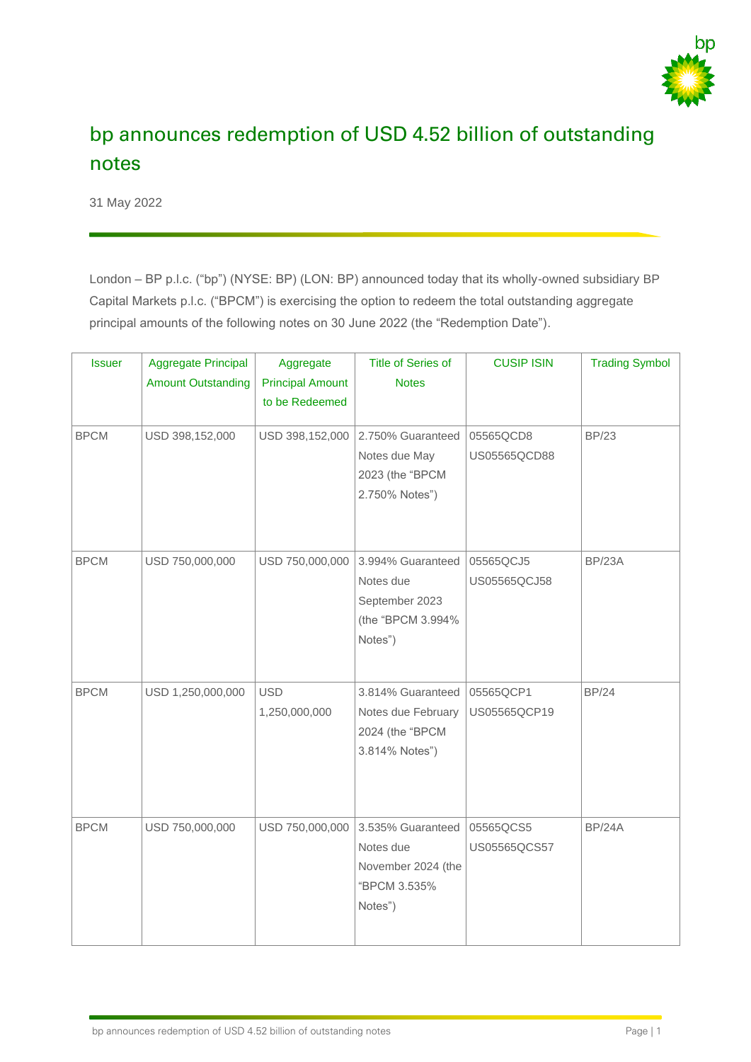# bp announces redemption of USD 4.52 billion of outstanding notes

31 May 2022

London – BP p.l.c. ("bp") (NYSE: BP) (LON: BP) announced today that its wholly-owned subsidiary BP Capital Markets p.l.c. ("BPCM") is exercising the option to redeem the total outstanding aggregate principal amounts of the following notes on 30 June 2022 (the "Redemption Date").

| Issuer | Aggregate Principal Amount Outstanding | Aggregate Principal Amount to be Redeemed | Title of Series of Notes | CUSIP ISIN | Trading Symbol |
|---|---|---|---|---|---|
| BPCM | USD 398,152,000 | USD 398,152,000 | 2.750% Guaranteed Notes due May 2023 (the "BPCM 2.750% Notes") | 05565QCD8 US05565QCD88 | BP/23 |
| BPCM | USD 750,000,000 | USD 750,000,000 | 3.994% Guaranteed Notes due September 2023 (the "BPCM 3.994% Notes") | 05565QCJ5 US05565QCJ58 | BP/23A |
| BPCM | USD 1,250,000,000 | USD 1,250,000,000 | 3.814% Guaranteed Notes due February 2024 (the "BPCM 3.814% Notes") | 05565QCP1 US05565QCP19 | BP/24 |
| BPCM | USD 750,000,000 | USD 750,000,000 | 3.535% Guaranteed Notes due November 2024 (the "BPCM 3.535% Notes") | 05565QCS5 US05565QCS57 | BP/24A |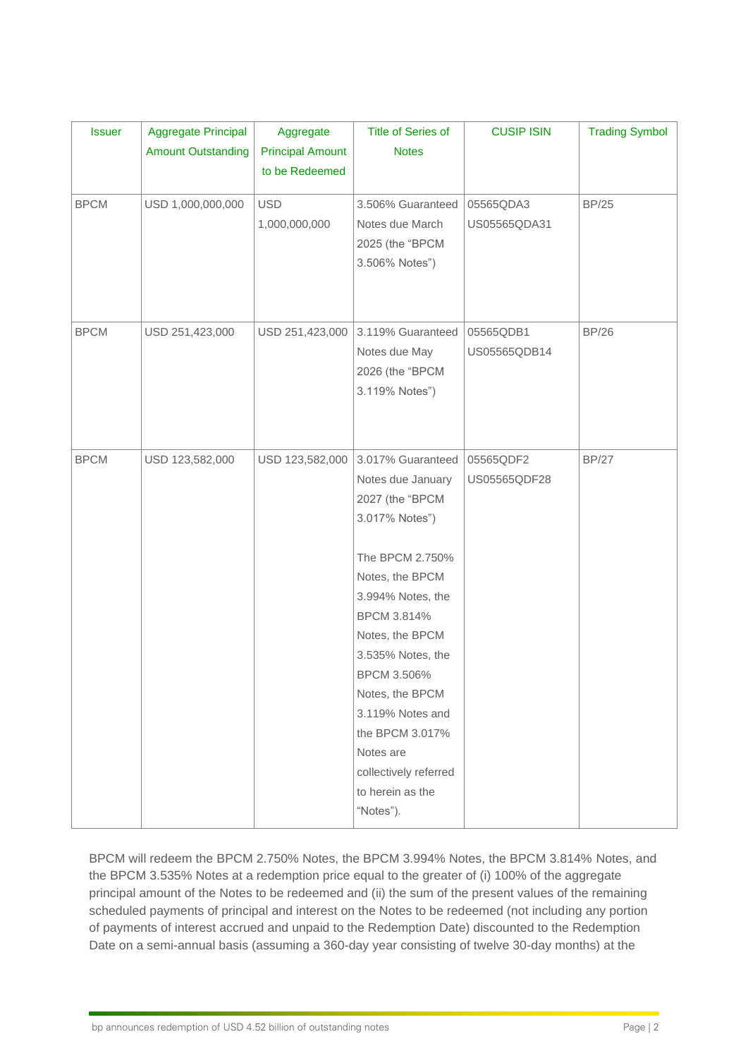| Issuer | Aggregate Principal Amount Outstanding | Aggregate Principal Amount to be Redeemed | Title of Series of Notes | CUSIP ISIN | Trading Symbol |
|---|---|---|---|---|---|
| BPCM | USD 1,000,000,000 | USD 1,000,000,000 | 3.506% Guaranteed Notes due March 2025 (the "BPCM 3.506% Notes") | 05565QDA3 US05565QDA31 | BP/25 |
| BPCM | USD 251,423,000 | USD 251,423,000 | 3.119% Guaranteed Notes due May 2026 (the "BPCM 3.119% Notes") | 05565QDB1 US05565QDB14 | BP/26 |
| BPCM | USD 123,582,000 | USD 123,582,000 | 3.017% Guaranteed Notes due January 2027 (the "BPCM 3.017% Notes")<br><br>The BPCM 2.750% Notes, the BPCM 3.994% Notes, the BPCM 3.814% Notes, the BPCM 3.535% Notes, the BPCM 3.506% Notes, the BPCM 3.119% Notes and the BPCM 3.017% Notes are collectively referred to herein as the "Notes"). | 05565QDF2 US05565QDF28 | BP/27 |

BPCM will redeem the BPCM 2.750% Notes, the BPCM 3.994% Notes, the BPCM 3.814% Notes, and the BPCM 3.535% Notes at a redemption price equal to the greater of (i) 100% of the aggregate principal amount of the Notes to be redeemed and (ii) the sum of the present values of the remaining scheduled payments of principal and interest on the Notes to be redeemed (not including any portion of payments of interest accrued and unpaid to the Redemption Date) discounted to the Redemption Date on a semi-annual basis (assuming a 360-day year consisting of twelve 30-day months) at the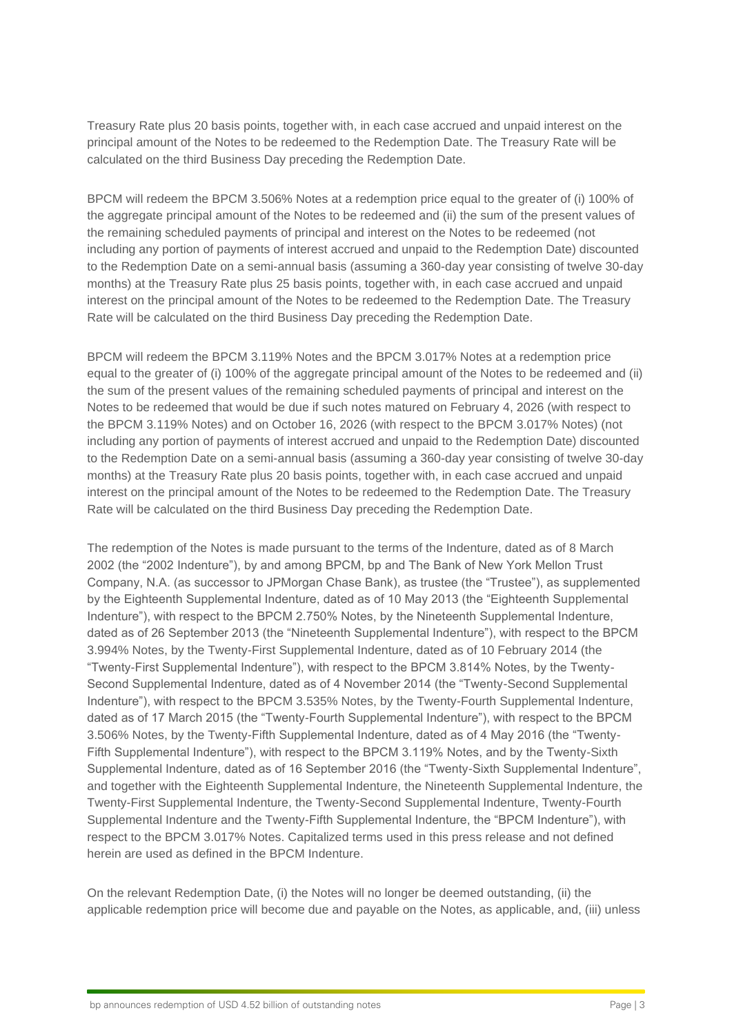Treasury Rate plus 20 basis points, together with, in each case accrued and unpaid interest on the principal amount of the Notes to be redeemed to the Redemption Date. The Treasury Rate will be calculated on the third Business Day preceding the Redemption Date.

BPCM will redeem the BPCM 3.506% Notes at a redemption price equal to the greater of (i) 100% of the aggregate principal amount of the Notes to be redeemed and (ii) the sum of the present values of the remaining scheduled payments of principal and interest on the Notes to be redeemed (not including any portion of payments of interest accrued and unpaid to the Redemption Date) discounted to the Redemption Date on a semi-annual basis (assuming a 360-day year consisting of twelve 30-day months) at the Treasury Rate plus 25 basis points, together with, in each case accrued and unpaid interest on the principal amount of the Notes to be redeemed to the Redemption Date. The Treasury Rate will be calculated on the third Business Day preceding the Redemption Date.

BPCM will redeem the BPCM 3.119% Notes and the BPCM 3.017% Notes at a redemption price equal to the greater of (i) 100% of the aggregate principal amount of the Notes to be redeemed and (ii) the sum of the present values of the remaining scheduled payments of principal and interest on the Notes to be redeemed that would be due if such notes matured on February 4, 2026 (with respect to the BPCM 3.119% Notes) and on October 16, 2026 (with respect to the BPCM 3.017% Notes) (not including any portion of payments of interest accrued and unpaid to the Redemption Date) discounted to the Redemption Date on a semi-annual basis (assuming a 360-day year consisting of twelve 30-day months) at the Treasury Rate plus 20 basis points, together with, in each case accrued and unpaid interest on the principal amount of the Notes to be redeemed to the Redemption Date. The Treasury Rate will be calculated on the third Business Day preceding the Redemption Date.

The redemption of the Notes is made pursuant to the terms of the Indenture, dated as of 8 March 2002 (the "2002 Indenture"), by and among BPCM, bp and The Bank of New York Mellon Trust Company, N.A. (as successor to JPMorgan Chase Bank), as trustee (the "Trustee"), as supplemented by the Eighteenth Supplemental Indenture, dated as of 10 May 2013 (the "Eighteenth Supplemental Indenture"), with respect to the BPCM 2.750% Notes, by the Nineteenth Supplemental Indenture, dated as of 26 September 2013 (the "Nineteenth Supplemental Indenture"), with respect to the BPCM 3.994% Notes, by the Twenty-First Supplemental Indenture, dated as of 10 February 2014 (the "Twenty-First Supplemental Indenture"), with respect to the BPCM 3.814% Notes, by the Twenty-Second Supplemental Indenture, dated as of 4 November 2014 (the "Twenty-Second Supplemental Indenture"), with respect to the BPCM 3.535% Notes, by the Twenty-Fourth Supplemental Indenture, dated as of 17 March 2015 (the "Twenty-Fourth Supplemental Indenture"), with respect to the BPCM 3.506% Notes, by the Twenty-Fifth Supplemental Indenture, dated as of 4 May 2016 (the "Twenty-Fifth Supplemental Indenture"), with respect to the BPCM 3.119% Notes, and by the Twenty-Sixth Supplemental Indenture, dated as of 16 September 2016 (the "Twenty-Sixth Supplemental Indenture", and together with the Eighteenth Supplemental Indenture, the Nineteenth Supplemental Indenture, the Twenty-First Supplemental Indenture, the Twenty-Second Supplemental Indenture, Twenty-Fourth Supplemental Indenture and the Twenty-Fifth Supplemental Indenture, the "BPCM Indenture"), with respect to the BPCM 3.017% Notes. Capitalized terms used in this press release and not defined herein are used as defined in the BPCM Indenture.

On the relevant Redemption Date, (i) the Notes will no longer be deemed outstanding, (ii) the applicable redemption price will become due and payable on the Notes, as applicable, and, (iii) unless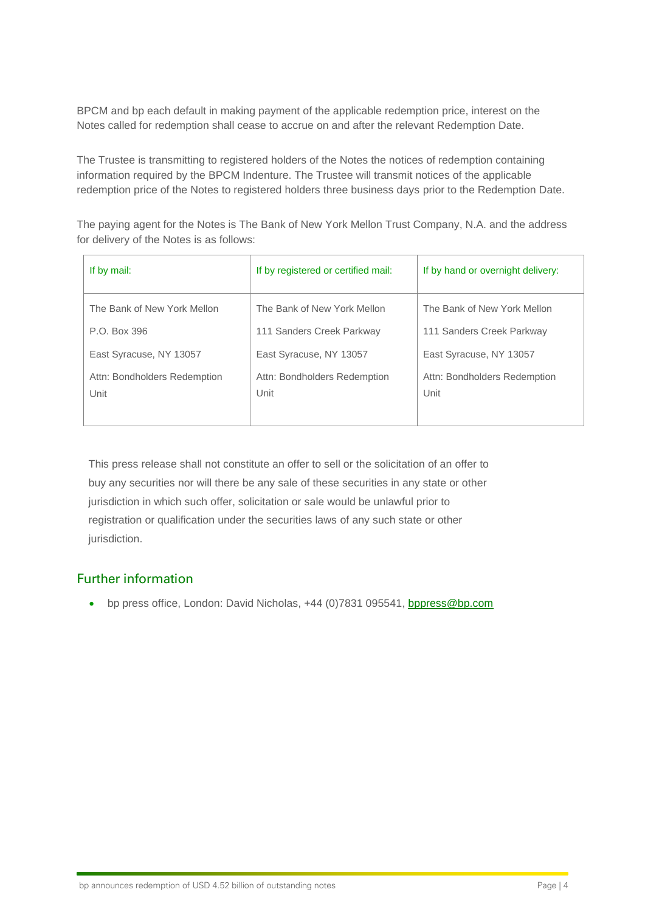BPCM and bp each default in making payment of the applicable redemption price, interest on the Notes called for redemption shall cease to accrue on and after the relevant Redemption Date.

The Trustee is transmitting to registered holders of the Notes the notices of redemption containing information required by the BPCM Indenture. The Trustee will transmit notices of the applicable redemption price of the Notes to registered holders three business days prior to the Redemption Date.

The paying agent for the Notes is The Bank of New York Mellon Trust Company, N.A. and the address for delivery of the Notes is as follows:

| If by mail: | If by registered or certified mail: | If by hand or overnight delivery: |
|---|---|---|
| The Bank of New York Mellon<br>P.O. Box 396<br>East Syracuse, NY 13057<br>Attn: Bondholders Redemption Unit | The Bank of New York Mellon<br>111 Sanders Creek Parkway<br>East Syracuse, NY 13057<br>Attn: Bondholders Redemption Unit | The Bank of New York Mellon<br>111 Sanders Creek Parkway<br>East Syracuse, NY 13057<br>Attn: Bondholders Redemption Unit |

This press release shall not constitute an offer to sell or the solicitation of an offer to buy any securities nor will there be any sale of these securities in any state or other jurisdiction in which such offer, solicitation or sale would be unlawful prior to registration or qualification under the securities laws of any such state or other jurisdiction.

## Further information

- bp press office, London: David Nicholas, +44 (0)7831 095541, bppress@bp.com